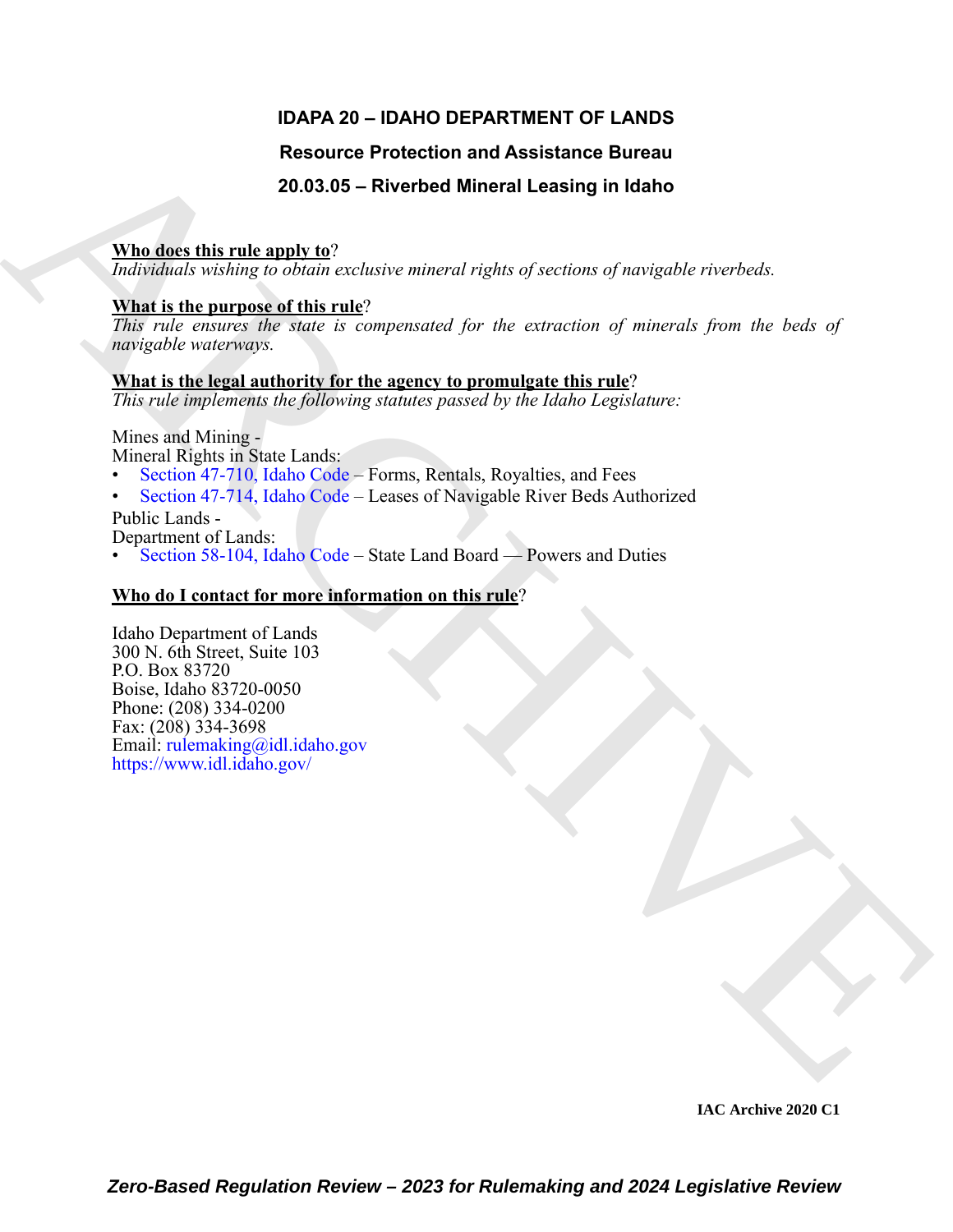# IDAPA 20 – IDAHO DEPARTMENT OF LANDS

## Resource Protection and Assistance Bureau

## 20.03.05 – Riverbed Mineral Leasing in Idaho

**Who does this rule apply to**?

*Individuals wishing to obtain exclusive mineral rights of sections of navigable riverbeds.*

**What is the purpose of this rule**?

*This rule ensures the state is compensated for the extraction of minerals from the beds of navigable waterways.*

**What is the legal authority for the agency to promulgate this rule**?

*This rule implements the following statutes passed by the Idaho Legislature:*

Mines and Mining -
Mineral Rights in State Lands:

- Section 47-710, Idaho Code – Forms, Rentals, Royalties, and Fees
- Section 47-714, Idaho Code – Leases of Navigable River Beds Authorized

Public Lands -
Department of Lands:

- Section 58-104, Idaho Code – State Land Board — Powers and Duties

**Who do I contact for more information on this rule**?

Idaho Department of Lands
300 N. 6th Street, Suite 103
P.O. Box 83720
Boise, Idaho 83720-0050
Phone: (208) 334-0200
Fax: (208) 334-3698
Email: rulemaking@idl.idaho.gov
https://www.idl.idaho.gov/

IAC Archive 2020 C1

*Zero-Based Regulation Review – 2023 for Rulemaking and 2024 Legislative Review*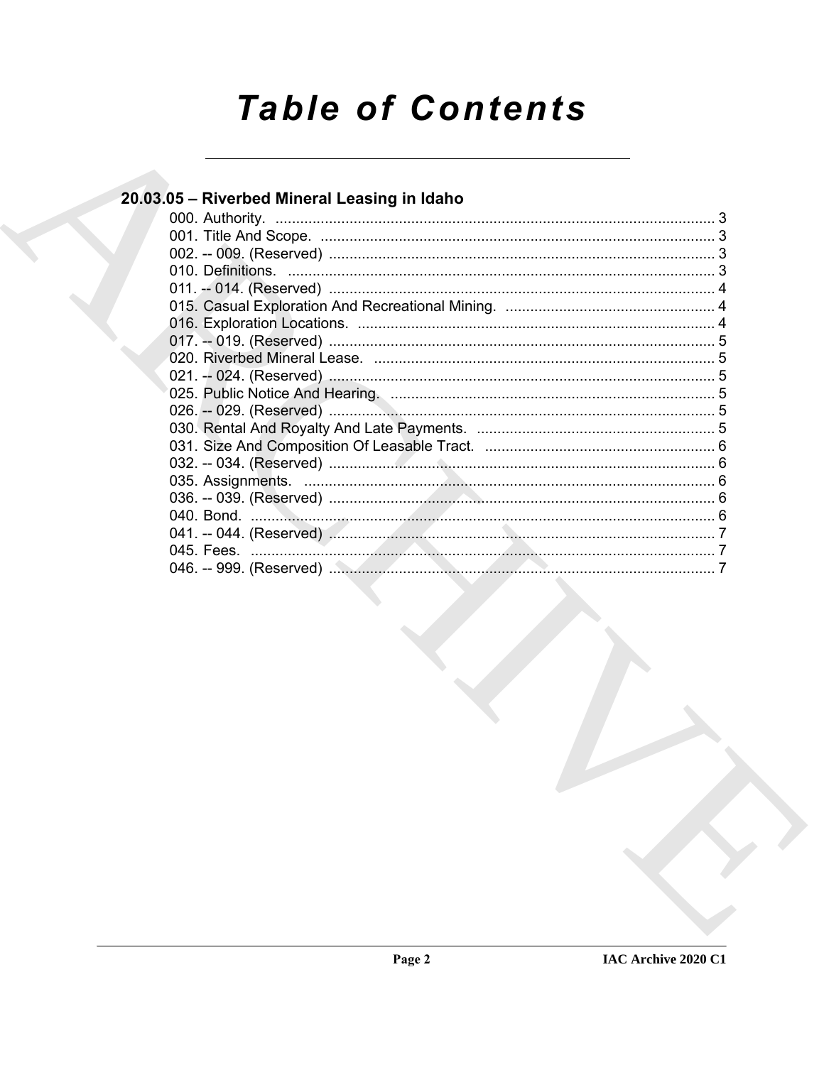# Table of Contents

## 20.03.05 – Riverbed Mineral Leasing in Idaho

000. Authority. ........................................................................................................ 3
001. Title And Scope. ................................................................................................ 3
002. -- 009. (Reserved) .............................................................................................. 3
010. Definitions. ....................................................................................................... 3
011. -- 014. (Reserved) .............................................................................................. 4
015. Casual Exploration And Recreational Mining. ................................................... 4
016. Exploration Locations. ....................................................................................... 4
017. -- 019. (Reserved) .............................................................................................. 5
020. Riverbed Mineral Lease. ................................................................................... 5
021. -- 024. (Reserved) .............................................................................................. 5
025. Public Notice And Hearing. ............................................................................... 5
026. -- 029. (Reserved) .............................................................................................. 5
030. Rental And Royalty And Late Payments. .......................................................... 5
031. Size And Composition Of Leasable Tract. ........................................................ 6
032. -- 034. (Reserved) .............................................................................................. 6
035. Assignments. .................................................................................................... 6
036. -- 039. (Reserved) .............................................................................................. 6
040. Bond. ................................................................................................................ 6
041. -- 044. (Reserved) .............................................................................................. 7
045. Fees. ................................................................................................................. 7
046. -- 999. (Reserved) .............................................................................................. 7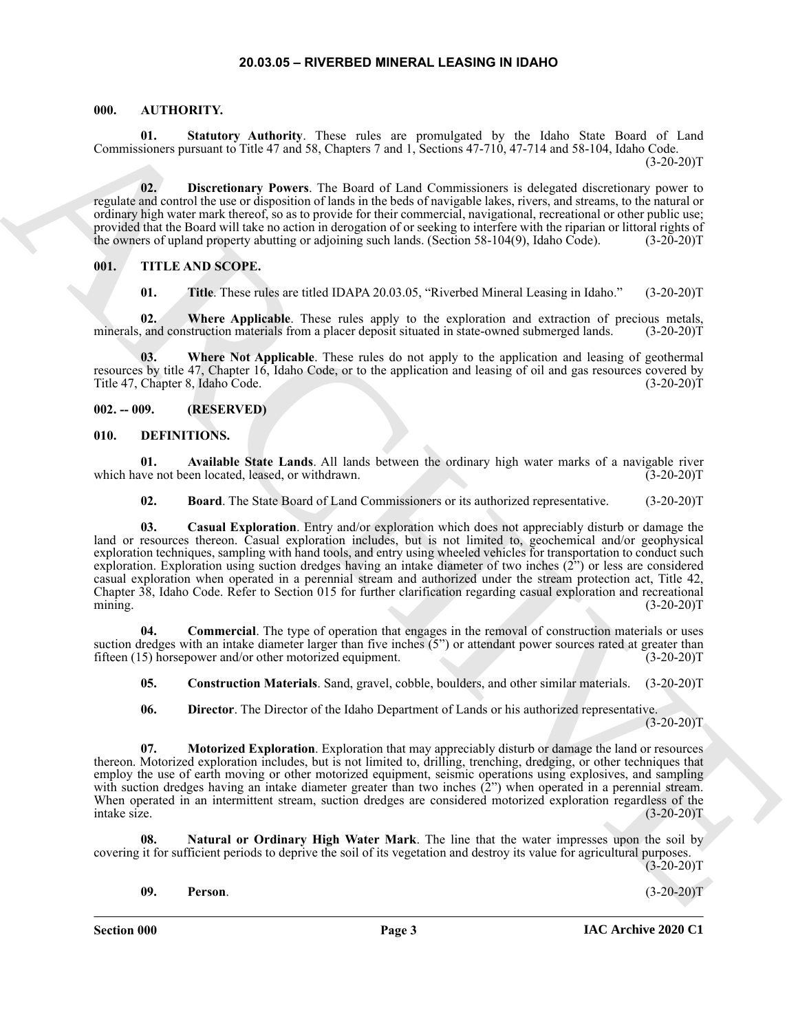## 20.03.05 – RIVERBED MINERAL LEASING IN IDAHO

### 000. AUTHORITY.

**01. Statutory Authority**. These rules are promulgated by the Idaho State Board of Land Commissioners pursuant to Title 47 and 58, Chapters 7 and 1, Sections 47-710, 47-714 and 58-104, Idaho Code. (3-20-20)T

**02. Discretionary Powers**. The Board of Land Commissioners is delegated discretionary power to regulate and control the use or disposition of lands in the beds of navigable lakes, rivers, and streams, to the natural or ordinary high water mark thereof, so as to provide for their commercial, navigational, recreational or other public use; provided that the Board will take no action in derogation of or seeking to interfere with the riparian or littoral rights of the owners of upland property abutting or adjoining such lands. (Section 58-104(9), Idaho Code). (3-20-20)T

### 001. TITLE AND SCOPE.

**01. Title**. These rules are titled IDAPA 20.03.05, "Riverbed Mineral Leasing in Idaho." (3-20-20)T

**02. Where Applicable**. These rules apply to the exploration and extraction of precious metals, minerals, and construction materials from a placer deposit situated in state-owned submerged lands. (3-20-20)T

**03. Where Not Applicable**. These rules do not apply to the application and leasing of geothermal resources by title 47, Chapter 16, Idaho Code, or to the application and leasing of oil and gas resources covered by Title 47, Chapter 8, Idaho Code. (3-20-20)T

### 002. -- 009. (RESERVED)

### 010. DEFINITIONS.

**01. Available State Lands**. All lands between the ordinary high water marks of a navigable river which have not been located, leased, or withdrawn. (3-20-20)T

**02. Board**. The State Board of Land Commissioners or its authorized representative. (3-20-20)T

**03. Casual Exploration**. Entry and/or exploration which does not appreciably disturb or damage the land or resources thereon. Casual exploration includes, but is not limited to, geochemical and/or geophysical exploration techniques, sampling with hand tools, and entry using wheeled vehicles for transportation to conduct such exploration. Exploration using suction dredges having an intake diameter of two inches (2") or less are considered casual exploration when operated in a perennial stream and authorized under the stream protection act, Title 42, Chapter 38, Idaho Code. Refer to Section 015 for further clarification regarding casual exploration and recreational mining. (3-20-20)T

**04. Commercial**. The type of operation that engages in the removal of construction materials or uses suction dredges with an intake diameter larger than five inches (5") or attendant power sources rated at greater than fifteen (15) horsepower and/or other motorized equipment. (3-20-20)T

**05. Construction Materials**. Sand, gravel, cobble, boulders, and other similar materials. (3-20-20)T

**06. Director**. The Director of the Idaho Department of Lands or his authorized representative. (3-20-20)T

**07. Motorized Exploration**. Exploration that may appreciably disturb or damage the land or resources thereon. Motorized exploration includes, but is not limited to, drilling, trenching, dredging, or other techniques that employ the use of earth moving or other motorized equipment, seismic operations using explosives, and sampling with suction dredges having an intake diameter greater than two inches (2") when operated in a perennial stream. When operated in an intermittent stream, suction dredges are considered motorized exploration regardless of the intake size. (3-20-20)T

**08. Natural or Ordinary High Water Mark**. The line that the water impresses upon the soil by covering it for sufficient periods to deprive the soil of its vegetation and destroy its value for agricultural purposes. (3-20-20)T

**09. Person**. (3-20-20)T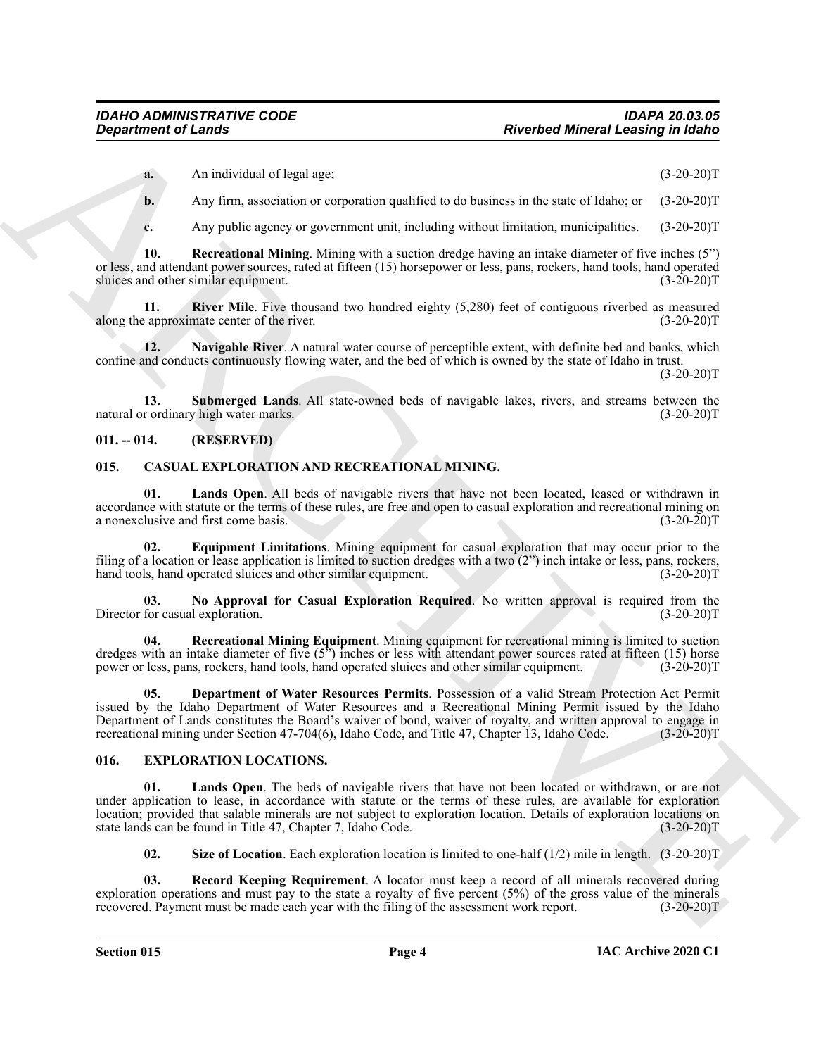**a.** An individual of legal age; (3-20-20)T

**b.** Any firm, association or corporation qualified to do business in the state of Idaho; or (3-20-20)T

**c.** Any public agency or government unit, including without limitation, municipalities. (3-20-20)T

**10. Recreational Mining**. Mining with a suction dredge having an intake diameter of five inches (5") or less, and attendant power sources, rated at fifteen (15) horsepower or less, pans, rockers, hand tools, hand operated sluices and other similar equipment. (3-20-20)T

**11. River Mile**. Five thousand two hundred eighty (5,280) feet of contiguous riverbed as measured along the approximate center of the river. (3-20-20)T

**12. Navigable River**. A natural water course of perceptible extent, with definite bed and banks, which confine and conducts continuously flowing water, and the bed of which is owned by the state of Idaho in trust. (3-20-20)T

**13. Submerged Lands**. All state-owned beds of navigable lakes, rivers, and streams between the natural or ordinary high water marks. (3-20-20)T

## 011. -- 014. (RESERVED)

## 015. CASUAL EXPLORATION AND RECREATIONAL MINING.

**01. Lands Open**. All beds of navigable rivers that have not been located, leased or withdrawn in accordance with statute or the terms of these rules, are free and open to casual exploration and recreational mining on a nonexclusive and first come basis. (3-20-20)T

**02. Equipment Limitations**. Mining equipment for casual exploration that may occur prior to the filing of a location or lease application is limited to suction dredges with a two (2") inch intake or less, pans, rockers, hand tools, hand operated sluices and other similar equipment. (3-20-20)T

**03. No Approval for Casual Exploration Required**. No written approval is required from the Director for casual exploration. (3-20-20)T

**04. Recreational Mining Equipment**. Mining equipment for recreational mining is limited to suction dredges with an intake diameter of five (5") inches or less with attendant power sources rated at fifteen (15) horse power or less, pans, rockers, hand tools, hand operated sluices and other similar equipment. (3-20-20)T

**05. Department of Water Resources Permits**. Possession of a valid Stream Protection Act Permit issued by the Idaho Department of Water Resources and a Recreational Mining Permit issued by the Idaho Department of Lands constitutes the Board's waiver of bond, waiver of royalty, and written approval to engage in recreational mining under Section 47-704(6), Idaho Code, and Title 47, Chapter 13, Idaho Code. (3-20-20)T

## 016. EXPLORATION LOCATIONS.

**01. Lands Open**. The beds of navigable rivers that have not been located or withdrawn, or are not under application to lease, in accordance with statute or the terms of these rules, are available for exploration location; provided that salable minerals are not subject to exploration location. Details of exploration locations on state lands can be found in Title 47, Chapter 7, Idaho Code. (3-20-20)T

**02. Size of Location**. Each exploration location is limited to one-half (1/2) mile in length. (3-20-20)T

**03. Record Keeping Requirement**. A locator must keep a record of all minerals recovered during exploration operations and must pay to the state a royalty of five percent (5%) of the gross value of the minerals recovered. Payment must be made each year with the filing of the assessment work report. (3-20-20)T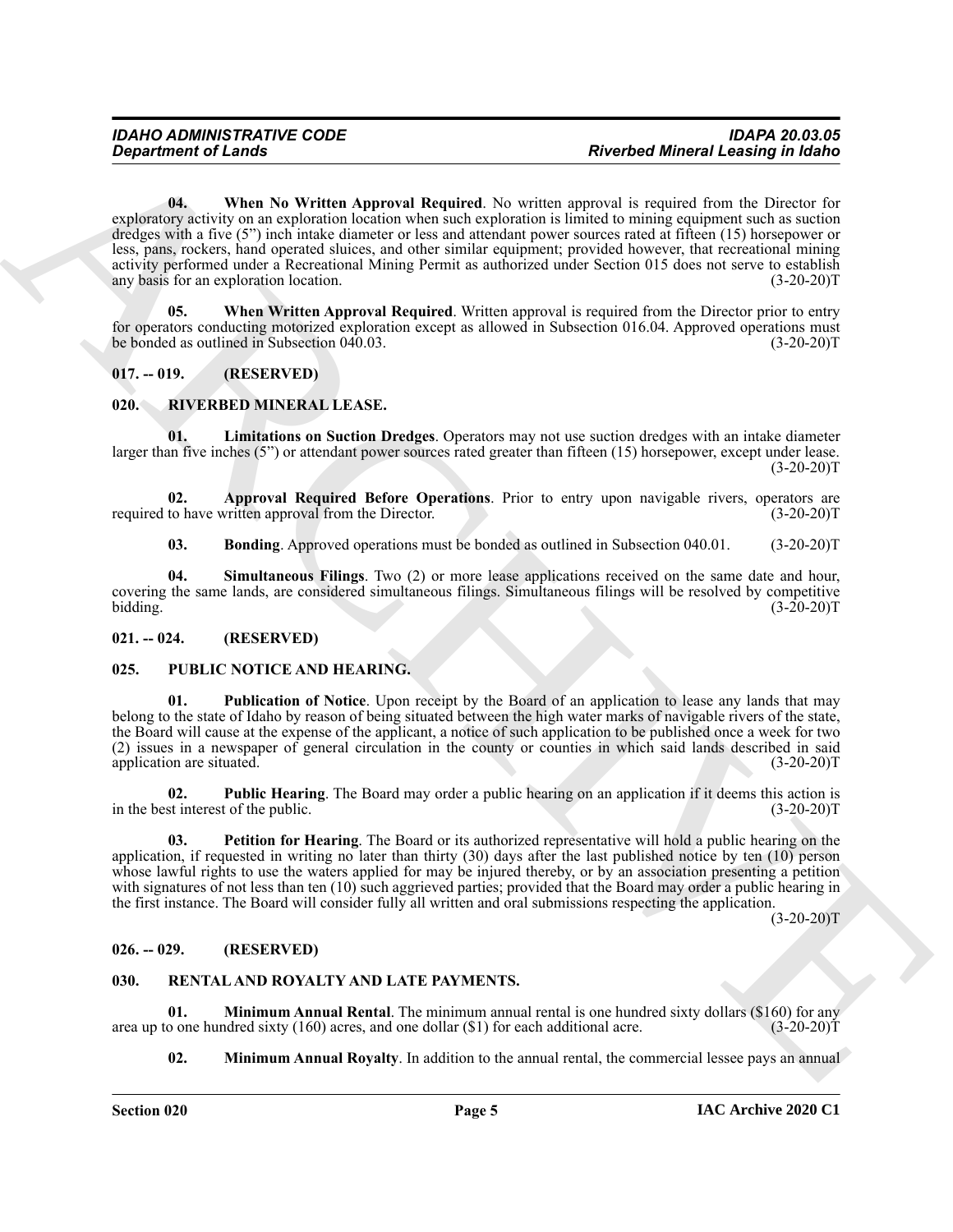**04. When No Written Approval Required**. No written approval is required from the Director for exploratory activity on an exploration location when such exploration is limited to mining equipment such as suction dredges with a five (5") inch intake diameter or less and attendant power sources rated at fifteen (15) horsepower or less, pans, rockers, hand operated sluices, and other similar equipment; provided however, that recreational mining activity performed under a Recreational Mining Permit as authorized under Section 015 does not serve to establish any basis for an exploration location. (3-20-20)T

**05. When Written Approval Required**. Written approval is required from the Director prior to entry for operators conducting motorized exploration except as allowed in Subsection 016.04. Approved operations must be bonded as outlined in Subsection 040.03. (3-20-20)T

## 017. -- 019. (RESERVED)

## 020. RIVERBED MINERAL LEASE.

**01. Limitations on Suction Dredges**. Operators may not use suction dredges with an intake diameter larger than five inches (5") or attendant power sources rated greater than fifteen (15) horsepower, except under lease. (3-20-20)T

**02. Approval Required Before Operations**. Prior to entry upon navigable rivers, operators are required to have written approval from the Director. (3-20-20)T

**03. Bonding**. Approved operations must be bonded as outlined in Subsection 040.01. (3-20-20)T

**04. Simultaneous Filings**. Two (2) or more lease applications received on the same date and hour, covering the same lands, are considered simultaneous filings. Simultaneous filings will be resolved by competitive bidding. (3-20-20)T

## 021. -- 024. (RESERVED)

## 025. PUBLIC NOTICE AND HEARING.

**01. Publication of Notice**. Upon receipt by the Board of an application to lease any lands that may belong to the state of Idaho by reason of being situated between the high water marks of navigable rivers of the state, the Board will cause at the expense of the applicant, a notice of such application to be published once a week for two (2) issues in a newspaper of general circulation in the county or counties in which said lands described in said application are situated. (3-20-20)T

**02. Public Hearing**. The Board may order a public hearing on an application if it deems this action is in the best interest of the public. (3-20-20)T

**03. Petition for Hearing**. The Board or its authorized representative will hold a public hearing on the application, if requested in writing no later than thirty (30) days after the last published notice by ten (10) person whose lawful rights to use the waters applied for may be injured thereby, or by an association presenting a petition with signatures of not less than ten (10) such aggrieved parties; provided that the Board may order a public hearing in the first instance. The Board will consider fully all written and oral submissions respecting the application. (3-20-20)T

## 026. -- 029. (RESERVED)

## 030. RENTAL AND ROYALTY AND LATE PAYMENTS.

**01. Minimum Annual Rental**. The minimum annual rental is one hundred sixty dollars ($160) for any area up to one hundred sixty (160) acres, and one dollar ($1) for each additional acre. (3-20-20)T

**02. Minimum Annual Royalty**. In addition to the annual rental, the commercial lessee pays an annual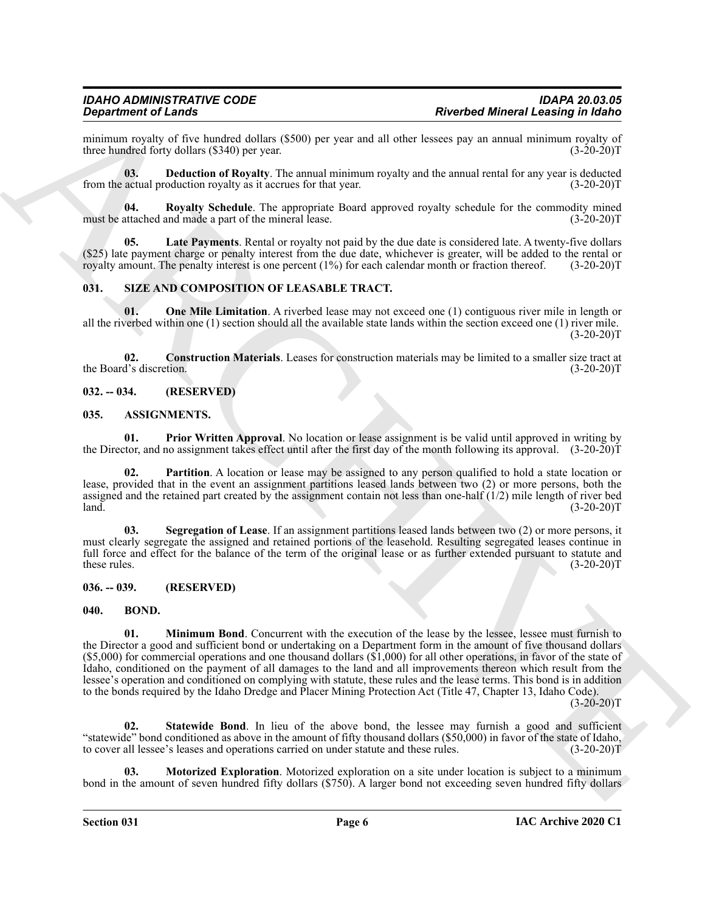minimum royalty of five hundred dollars ($500) per year and all other lessees pay an annual minimum royalty of three hundred forty dollars ($340) per year. (3-20-20)T

**03. Deduction of Royalty**. The annual minimum royalty and the annual rental for any year is deducted from the actual production royalty as it accrues for that year. (3-20-20)T

**04. Royalty Schedule**. The appropriate Board approved royalty schedule for the commodity mined must be attached and made a part of the mineral lease. (3-20-20)T

**05. Late Payments**. Rental or royalty not paid by the due date is considered late. A twenty-five dollars ($25) late payment charge or penalty interest from the due date, whichever is greater, will be added to the rental or royalty amount. The penalty interest is one percent (1%) for each calendar month or fraction thereof. (3-20-20)T

## 031. SIZE AND COMPOSITION OF LEASABLE TRACT.

**01. One Mile Limitation**. A riverbed lease may not exceed one (1) contiguous river mile in length or all the riverbed within one (1) section should all the available state lands within the section exceed one (1) river mile. (3-20-20)T

**02. Construction Materials**. Leases for construction materials may be limited to a smaller size tract at the Board's discretion. (3-20-20)T

## 032. -- 034. (RESERVED)

## 035. ASSIGNMENTS.

**01. Prior Written Approval**. No location or lease assignment is be valid until approved in writing by the Director, and no assignment takes effect until after the first day of the month following its approval. (3-20-20)T

**02. Partition**. A location or lease may be assigned to any person qualified to hold a state location or lease, provided that in the event an assignment partitions leased lands between two (2) or more persons, both the assigned and the retained part created by the assignment contain not less than one-half (1/2) mile length of river bed land. (3-20-20)T

**03. Segregation of Lease**. If an assignment partitions leased lands between two (2) or more persons, it must clearly segregate the assigned and retained portions of the leasehold. Resulting segregated leases continue in full force and effect for the balance of the term of the original lease or as further extended pursuant to statute and these rules. (3-20-20)T

## 036. -- 039. (RESERVED)

## 040. BOND.

**01. Minimum Bond**. Concurrent with the execution of the lease by the lessee, lessee must furnish to the Director a good and sufficient bond or undertaking on a Department form in the amount of five thousand dollars ($5,000) for commercial operations and one thousand dollars ($1,000) for all other operations, in favor of the state of Idaho, conditioned on the payment of all damages to the land and all improvements thereon which result from the lessee's operation and conditioned on complying with statute, these rules and the lease terms. This bond is in addition to the bonds required by the Idaho Dredge and Placer Mining Protection Act (Title 47, Chapter 13, Idaho Code). (3-20-20)T

**02. Statewide Bond**. In lieu of the above bond, the lessee may furnish a good and sufficient "statewide" bond conditioned as above in the amount of fifty thousand dollars ($50,000) in favor of the state of Idaho, to cover all lessee's leases and operations carried on under statute and these rules. (3-20-20)T

**03. Motorized Exploration**. Motorized exploration on a site under location is subject to a minimum bond in the amount of seven hundred fifty dollars ($750). A larger bond not exceeding seven hundred fifty dollars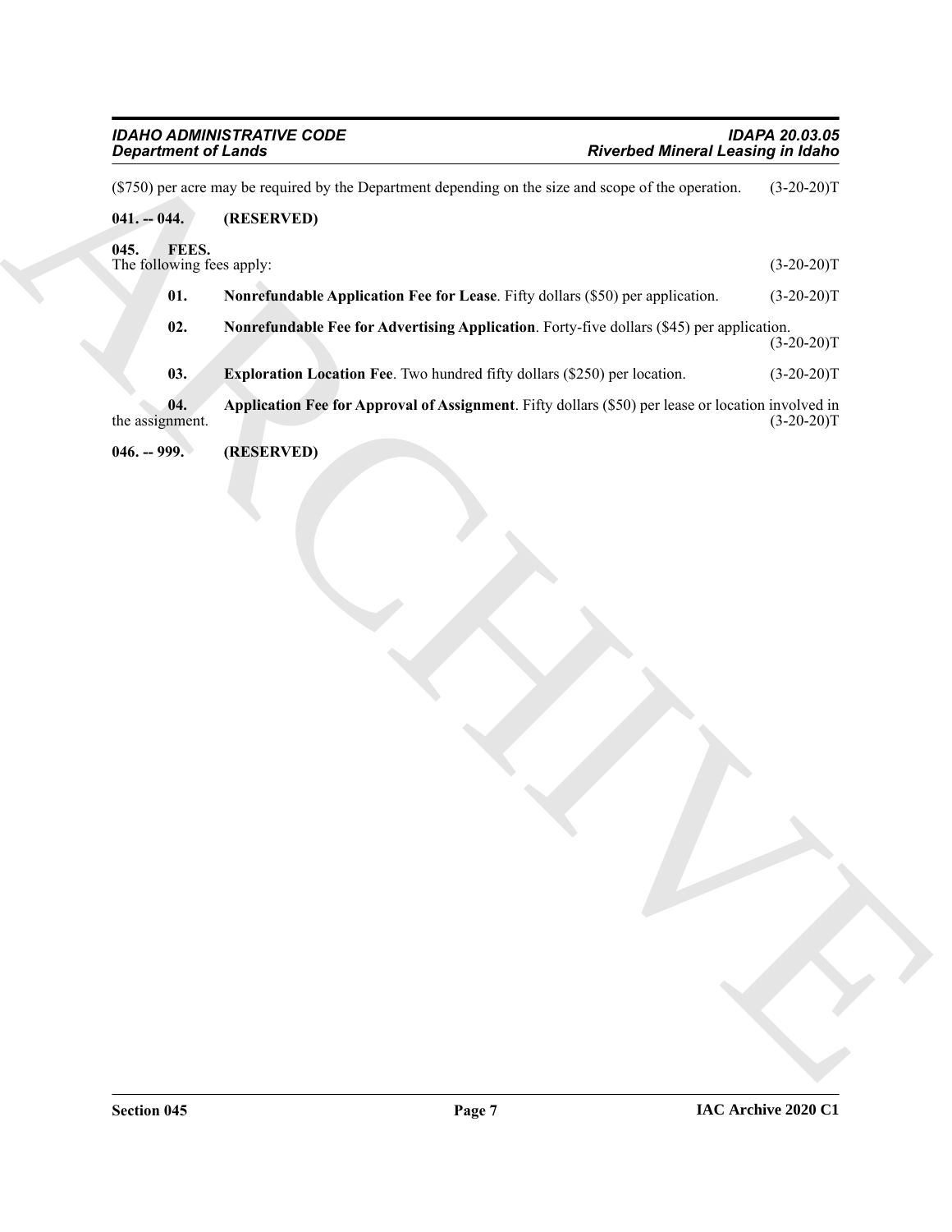($750) per acre may be required by the Department depending on the size and scope of the operation. (3-20-20)T

**041. -- 044. (RESERVED)**

**045. FEES.**

The following fees apply: (3-20-20)T

**01. Nonrefundable Application Fee for Lease**. Fifty dollars ($50) per application. (3-20-20)T

**02. Nonrefundable Fee for Advertising Application**. Forty-five dollars ($45) per application. (3-20-20)T

**03. Exploration Location Fee**. Two hundred fifty dollars ($250) per location. (3-20-20)T

**04. Application Fee for Approval of Assignment**. Fifty dollars ($50) per lease or location involved in the assignment. (3-20-20)T

**046. -- 999. (RESERVED)**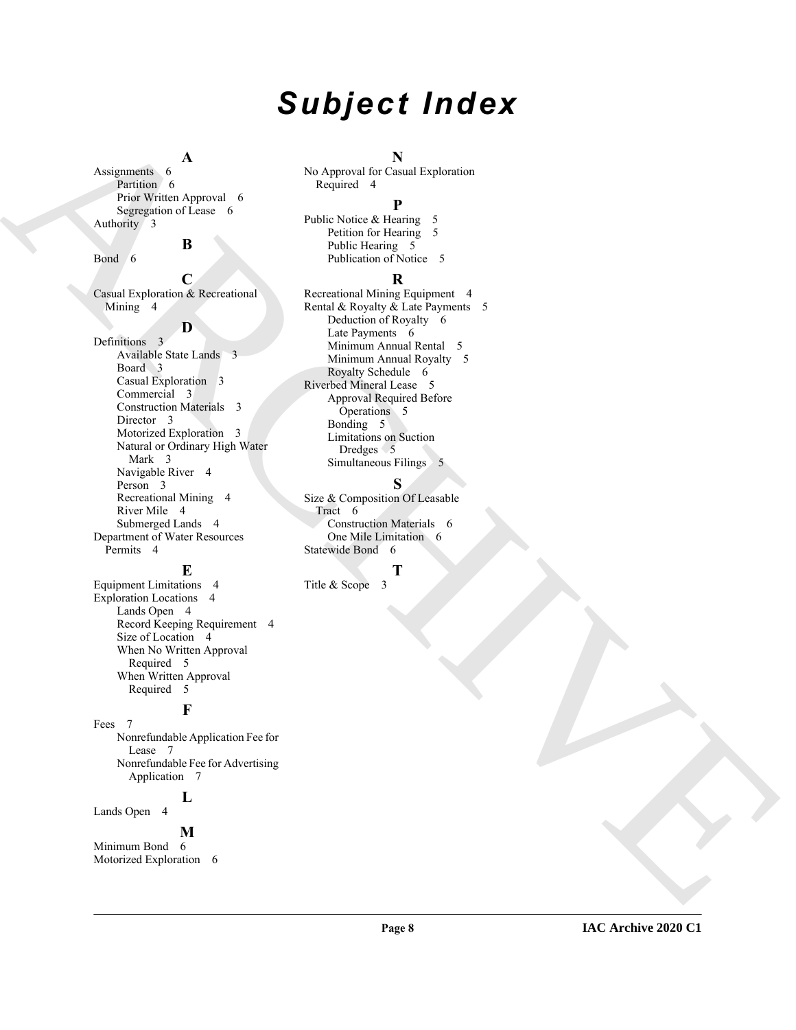# Subject Index

**A**

Assignments 6
- Partition 6
- Prior Written Approval 6
- Segregation of Lease 6

Authority 3

**B**

Bond 6

**C**

Casual Exploration & Recreational Mining 4

**D**

Definitions 3
- Available State Lands 3
- Board 3
- Casual Exploration 3
- Commercial 3
- Construction Materials 3
- Director 3
- Motorized Exploration 3
- Natural or Ordinary High Water Mark 3
- Navigable River 4
- Person 3
- Recreational Mining 4
- River Mile 4
- Submerged Lands 4

Department of Water Resources Permits 4

**E**

Equipment Limitations 4
Exploration Locations 4
- Lands Open 4
- Record Keeping Requirement 4
- Size of Location 4
- When No Written Approval Required 5
- When Written Approval Required 5

**F**

Fees 7
- Nonrefundable Application Fee for Lease 7
- Nonrefundable Fee for Advertising Application 7

**L**

Lands Open 4

**M**

Minimum Bond 6
Motorized Exploration 6

**N**

No Approval for Casual Exploration Required 4

**P**

Public Notice & Hearing 5
- Petition for Hearing 5
- Public Hearing 5
- Publication of Notice 5

**R**

Recreational Mining Equipment 4
Rental & Royalty & Late Payments 5
- Deduction of Royalty 6
- Late Payments 6
- Minimum Annual Rental 5
- Minimum Annual Royalty 5
- Royalty Schedule 6

Riverbed Mineral Lease 5
- Approval Required Before Operations 5
- Bonding 5
- Limitations on Suction Dredges 5
- Simultaneous Filings 5

**S**

Size & Composition Of Leasable Tract 6
- Construction Materials 6
- One Mile Limitation 6

Statewide Bond 6

**T**

Title & Scope 3